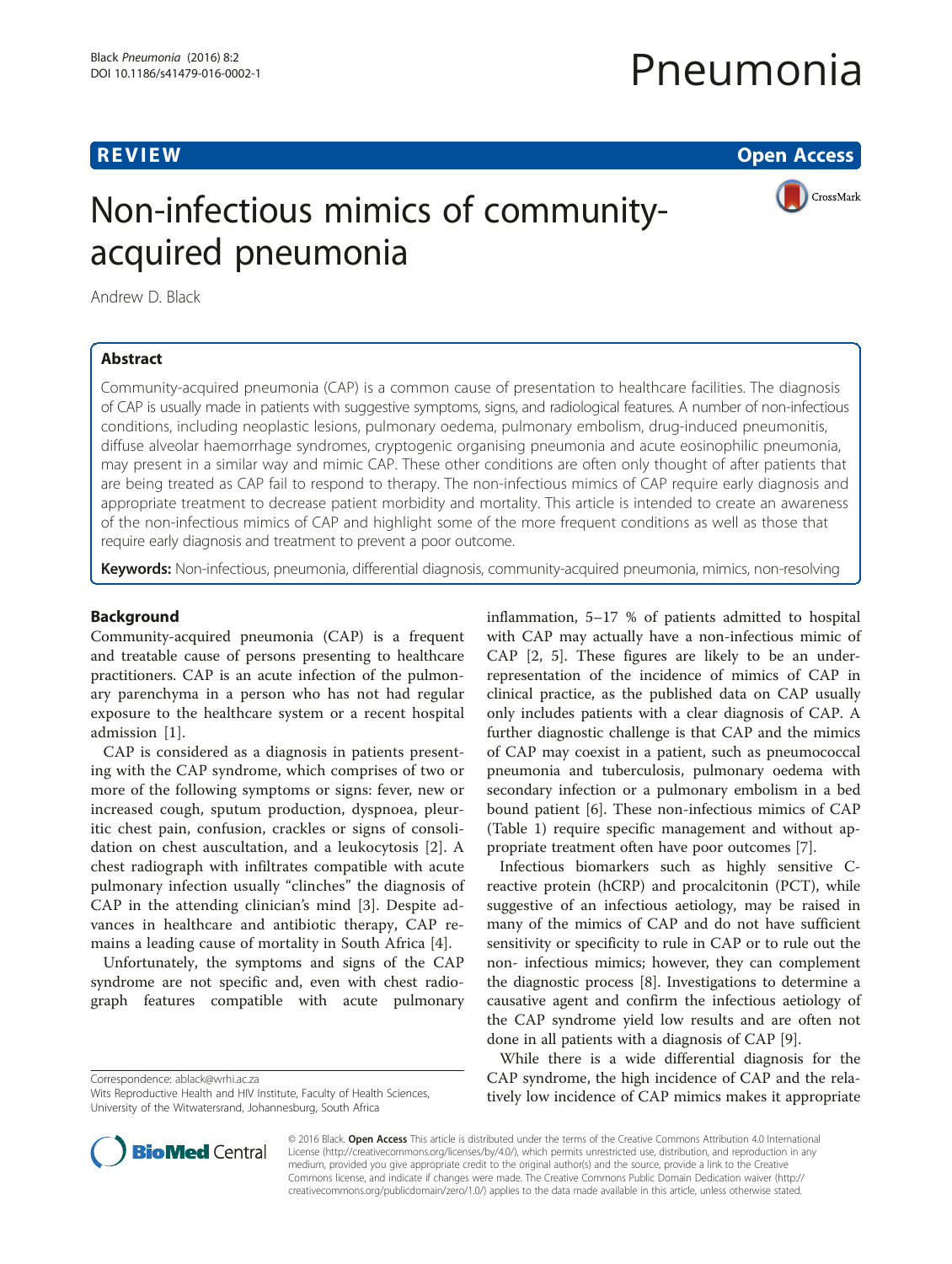**REVIEW** **Open Access**

# Non-infectious mimics of community-acquired pneumonia

Andrew D. Black

## Abstract

Community-acquired pneumonia (CAP) is a common cause of presentation to healthcare facilities. The diagnosis of CAP is usually made in patients with suggestive symptoms, signs, and radiological features. A number of non-infectious conditions, including neoplastic lesions, pulmonary oedema, pulmonary embolism, drug-induced pneumonitis, diffuse alveolar haemorrhage syndromes, cryptogenic organising pneumonia and acute eosinophilic pneumonia, may present in a similar way and mimic CAP. These other conditions are often only thought of after patients that are being treated as CAP fail to respond to therapy. The non-infectious mimics of CAP require early diagnosis and appropriate treatment to decrease patient morbidity and mortality. This article is intended to create an awareness of the non-infectious mimics of CAP and highlight some of the more frequent conditions as well as those that require early diagnosis and treatment to prevent a poor outcome.

**Keywords:** Non-infectious, pneumonia, differential diagnosis, community-acquired pneumonia, mimics, non-resolving

## Background

Community-acquired pneumonia (CAP) is a frequent and treatable cause of persons presenting to healthcare practitioners. CAP is an acute infection of the pulmonary parenchyma in a person who has not had regular exposure to the healthcare system or a recent hospital admission [1].

CAP is considered as a diagnosis in patients presenting with the CAP syndrome, which comprises of two or more of the following symptoms or signs: fever, new or increased cough, sputum production, dyspnoea, pleuritic chest pain, confusion, crackles or signs of consolidation on chest auscultation, and a leukocytosis [2]. A chest radiograph with infiltrates compatible with acute pulmonary infection usually "clinches" the diagnosis of CAP in the attending clinician's mind [3]. Despite advances in healthcare and antibiotic therapy, CAP remains a leading cause of mortality in South Africa [4].

Unfortunately, the symptoms and signs of the CAP syndrome are not specific and, even with chest radiograph features compatible with acute pulmonary inflammation, 5–17 % of patients admitted to hospital with CAP may actually have a non-infectious mimic of CAP [2, 5]. These figures are likely to be an under-representation of the incidence of mimics of CAP in clinical practice, as the published data on CAP usually only includes patients with a clear diagnosis of CAP. A further diagnostic challenge is that CAP and the mimics of CAP may coexist in a patient, such as pneumococcal pneumonia and tuberculosis, pulmonary oedema with secondary infection or a pulmonary embolism in a bed bound patient [6]. These non-infectious mimics of CAP (Table 1) require specific management and without appropriate treatment often have poor outcomes [7].

Infectious biomarkers such as highly sensitive C-reactive protein (hCRP) and procalcitonin (PCT), while suggestive of an infectious aetiology, may be raised in many of the mimics of CAP and do not have sufficient sensitivity or specificity to rule in CAP or to rule out the non- infectious mimics; however, they can complement the diagnostic process [8]. Investigations to determine a causative agent and confirm the infectious aetiology of the CAP syndrome yield low results and are often not done in all patients with a diagnosis of CAP [9].

While there is a wide differential diagnosis for the CAP syndrome, the high incidence of CAP and the relatively low incidence of CAP mimics makes it appropriate

Correspondence: ablack@wrhi.ac.za
Wits Reproductive Health and HIV Institute, Faculty of Health Sciences, University of the Witwatersrand, Johannesburg, South Africa

© 2016 Black. **Open Access** This article is distributed under the terms of the Creative Commons Attribution 4.0 International License (http://creativecommons.org/licenses/by/4.0/), which permits unrestricted use, distribution, and reproduction in any medium, provided you give appropriate credit to the original author(s) and the source, provide a link to the Creative Commons license, and indicate if changes were made. The Creative Commons Public Domain Dedication waiver (http://creativecommons.org/publicdomain/zero/1.0/) applies to the data made available in this article, unless otherwise stated.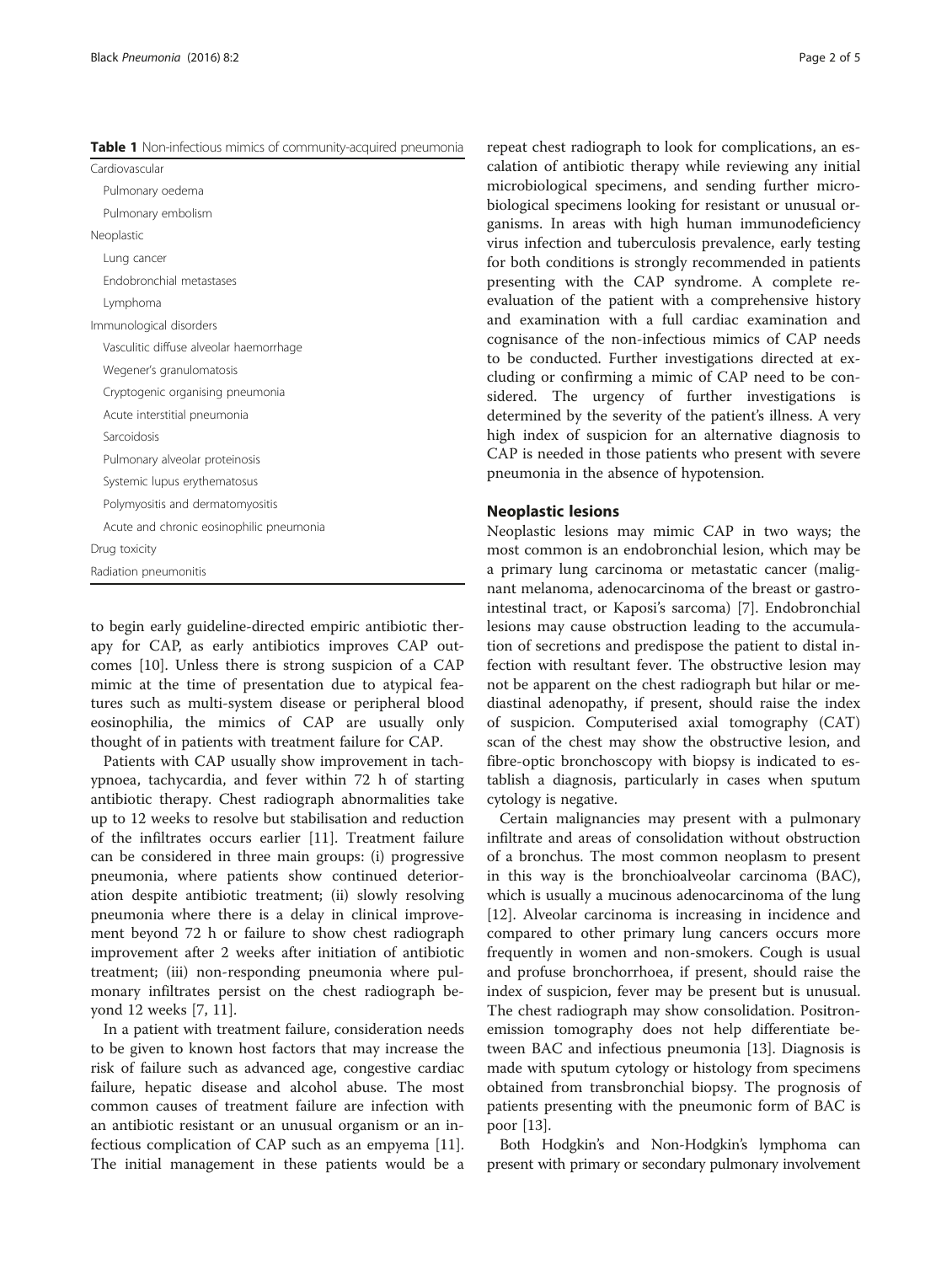**Table 1** Non-infectious mimics of community-acquired pneumonia

| |
|---|
| Cardiovascular |
| Pulmonary oedema |
| Pulmonary embolism |
| Neoplastic |
| Lung cancer |
| Endobronchial metastases |
| Lymphoma |
| Immunological disorders |
| Vasculitic diffuse alveolar haemorrhage |
| Wegener's granulomatosis |
| Cryptogenic organising pneumonia |
| Acute interstitial pneumonia |
| Sarcoidosis |
| Pulmonary alveolar proteinosis |
| Systemic lupus erythematosus |
| Polymyositis and dermatomyositis |
| Acute and chronic eosinophilic pneumonia |
| Drug toxicity |
| Radiation pneumonitis |

to begin early guideline-directed empiric antibiotic therapy for CAP, as early antibiotics improves CAP outcomes [10]. Unless there is strong suspicion of a CAP mimic at the time of presentation due to atypical features such as multi-system disease or peripheral blood eosinophilia, the mimics of CAP are usually only thought of in patients with treatment failure for CAP.

Patients with CAP usually show improvement in tachypnoea, tachycardia, and fever within 72 h of starting antibiotic therapy. Chest radiograph abnormalities take up to 12 weeks to resolve but stabilisation and reduction of the infiltrates occurs earlier [11]. Treatment failure can be considered in three main groups: (i) progressive pneumonia, where patients show continued deterioration despite antibiotic treatment; (ii) slowly resolving pneumonia where there is a delay in clinical improvement beyond 72 h or failure to show chest radiograph improvement after 2 weeks after initiation of antibiotic treatment; (iii) non-responding pneumonia where pulmonary infiltrates persist on the chest radiograph beyond 12 weeks [7, 11].

In a patient with treatment failure, consideration needs to be given to known host factors that may increase the risk of failure such as advanced age, congestive cardiac failure, hepatic disease and alcohol abuse. The most common causes of treatment failure are infection with an antibiotic resistant or an unusual organism or an infectious complication of CAP such as an empyema [11]. The initial management in these patients would be a repeat chest radiograph to look for complications, an escalation of antibiotic therapy while reviewing any initial microbiological specimens, and sending further microbiological specimens looking for resistant or unusual organisms. In areas with high human immunodeficiency virus infection and tuberculosis prevalence, early testing for both conditions is strongly recommended in patients presenting with the CAP syndrome. A complete re-evaluation of the patient with a comprehensive history and examination with a full cardiac examination and cognisance of the non-infectious mimics of CAP needs to be conducted. Further investigations directed at excluding or confirming a mimic of CAP need to be considered. The urgency of further investigations is determined by the severity of the patient's illness. A very high index of suspicion for an alternative diagnosis to CAP is needed in those patients who present with severe pneumonia in the absence of hypotension.

## Neoplastic lesions

Neoplastic lesions may mimic CAP in two ways; the most common is an endobronchial lesion, which may be a primary lung carcinoma or metastatic cancer (malignant melanoma, adenocarcinoma of the breast or gastrointestinal tract, or Kaposi's sarcoma) [7]. Endobronchial lesions may cause obstruction leading to the accumulation of secretions and predispose the patient to distal infection with resultant fever. The obstructive lesion may not be apparent on the chest radiograph but hilar or mediastinal adenopathy, if present, should raise the index of suspicion. Computerised axial tomography (CAT) scan of the chest may show the obstructive lesion, and fibre-optic bronchoscopy with biopsy is indicated to establish a diagnosis, particularly in cases when sputum cytology is negative.

Certain malignancies may present with a pulmonary infiltrate and areas of consolidation without obstruction of a bronchus. The most common neoplasm to present in this way is the bronchioalveolar carcinoma (BAC), which is usually a mucinous adenocarcinoma of the lung [12]. Alveolar carcinoma is increasing in incidence and compared to other primary lung cancers occurs more frequently in women and non-smokers. Cough is usual and profuse bronchorrhoea, if present, should raise the index of suspicion, fever may be present but is unusual. The chest radiograph may show consolidation. Positron-emission tomography does not help differentiate between BAC and infectious pneumonia [13]. Diagnosis is made with sputum cytology or histology from specimens obtained from transbronchial biopsy. The prognosis of patients presenting with the pneumonic form of BAC is poor [13].

Both Hodgkin's and Non-Hodgkin's lymphoma can present with primary or secondary pulmonary involvement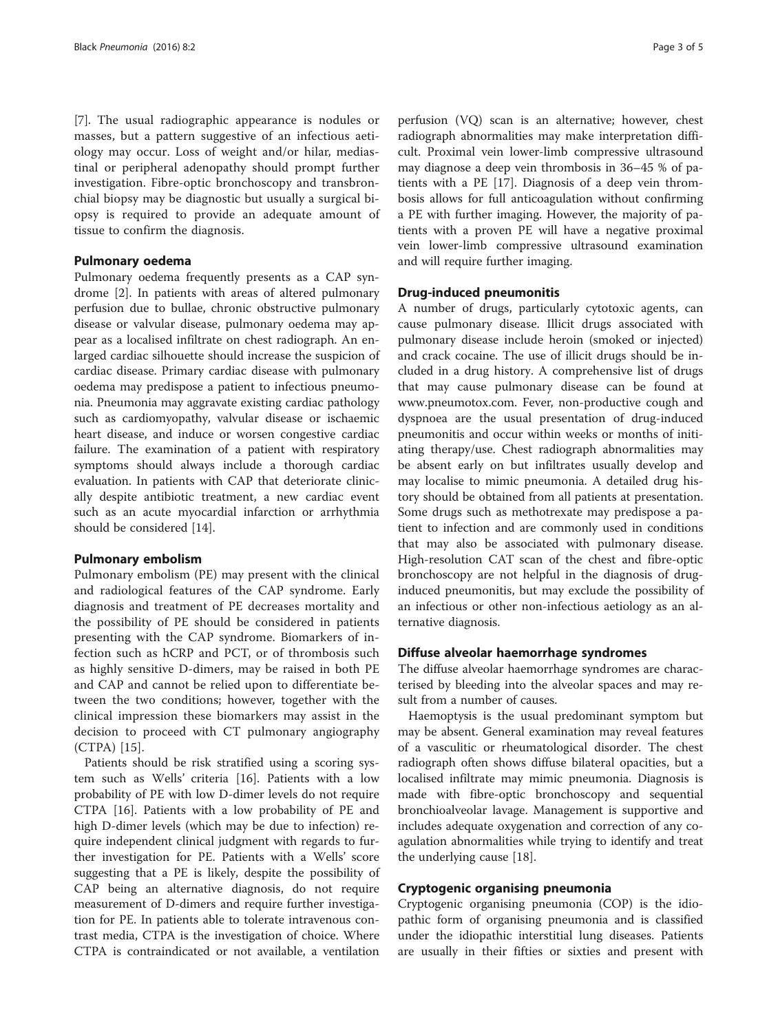[7]. The usual radiographic appearance is nodules or masses, but a pattern suggestive of an infectious aetiology may occur. Loss of weight and/or hilar, mediastinal or peripheral adenopathy should prompt further investigation. Fibre-optic bronchoscopy and transbronchial biopsy may be diagnostic but usually a surgical biopsy is required to provide an adequate amount of tissue to confirm the diagnosis.

## Pulmonary oedema

Pulmonary oedema frequently presents as a CAP syndrome [2]. In patients with areas of altered pulmonary perfusion due to bullae, chronic obstructive pulmonary disease or valvular disease, pulmonary oedema may appear as a localised infiltrate on chest radiograph. An enlarged cardiac silhouette should increase the suspicion of cardiac disease. Primary cardiac disease with pulmonary oedema may predispose a patient to infectious pneumonia. Pneumonia may aggravate existing cardiac pathology such as cardiomyopathy, valvular disease or ischaemic heart disease, and induce or worsen congestive cardiac failure. The examination of a patient with respiratory symptoms should always include a thorough cardiac evaluation. In patients with CAP that deteriorate clinically despite antibiotic treatment, a new cardiac event such as an acute myocardial infarction or arrhythmia should be considered [14].

## Pulmonary embolism

Pulmonary embolism (PE) may present with the clinical and radiological features of the CAP syndrome. Early diagnosis and treatment of PE decreases mortality and the possibility of PE should be considered in patients presenting with the CAP syndrome. Biomarkers of infection such as hCRP and PCT, or of thrombosis such as highly sensitive D-dimers, may be raised in both PE and CAP and cannot be relied upon to differentiate between the two conditions; however, together with the clinical impression these biomarkers may assist in the decision to proceed with CT pulmonary angiography (CTPA) [15].

Patients should be risk stratified using a scoring system such as Wells' criteria [16]. Patients with a low probability of PE with low D-dimer levels do not require CTPA [16]. Patients with a low probability of PE and high D-dimer levels (which may be due to infection) require independent clinical judgment with regards to further investigation for PE. Patients with a Wells' score suggesting that a PE is likely, despite the possibility of CAP being an alternative diagnosis, do not require measurement of D-dimers and require further investigation for PE. In patients able to tolerate intravenous contrast media, CTPA is the investigation of choice. Where CTPA is contraindicated or not available, a ventilation perfusion (VQ) scan is an alternative; however, chest radiograph abnormalities may make interpretation difficult. Proximal vein lower-limb compressive ultrasound may diagnose a deep vein thrombosis in 36–45 % of patients with a PE [17]. Diagnosis of a deep vein thrombosis allows for full anticoagulation without confirming a PE with further imaging. However, the majority of patients with a proven PE will have a negative proximal vein lower-limb compressive ultrasound examination and will require further imaging.

## Drug-induced pneumonitis

A number of drugs, particularly cytotoxic agents, can cause pulmonary disease. Illicit drugs associated with pulmonary disease include heroin (smoked or injected) and crack cocaine. The use of illicit drugs should be included in a drug history. A comprehensive list of drugs that may cause pulmonary disease can be found at www.pneumotox.com. Fever, non-productive cough and dyspnoea are the usual presentation of drug-induced pneumonitis and occur within weeks or months of initiating therapy/use. Chest radiograph abnormalities may be absent early on but infiltrates usually develop and may localise to mimic pneumonia. A detailed drug history should be obtained from all patients at presentation. Some drugs such as methotrexate may predispose a patient to infection and are commonly used in conditions that may also be associated with pulmonary disease. High-resolution CAT scan of the chest and fibre-optic bronchoscopy are not helpful in the diagnosis of drug-induced pneumonitis, but may exclude the possibility of an infectious or other non-infectious aetiology as an alternative diagnosis.

## Diffuse alveolar haemorrhage syndromes

The diffuse alveolar haemorrhage syndromes are characterised by bleeding into the alveolar spaces and may result from a number of causes.

Haemoptysis is the usual predominant symptom but may be absent. General examination may reveal features of a vasculitic or rheumatological disorder. The chest radiograph often shows diffuse bilateral opacities, but a localised infiltrate may mimic pneumonia. Diagnosis is made with fibre-optic bronchoscopy and sequential bronchioalveolar lavage. Management is supportive and includes adequate oxygenation and correction of any coagulation abnormalities while trying to identify and treat the underlying cause [18].

## Cryptogenic organising pneumonia

Cryptogenic organising pneumonia (COP) is the idiopathic form of organising pneumonia and is classified under the idiopathic interstitial lung diseases. Patients are usually in their fifties or sixties and present with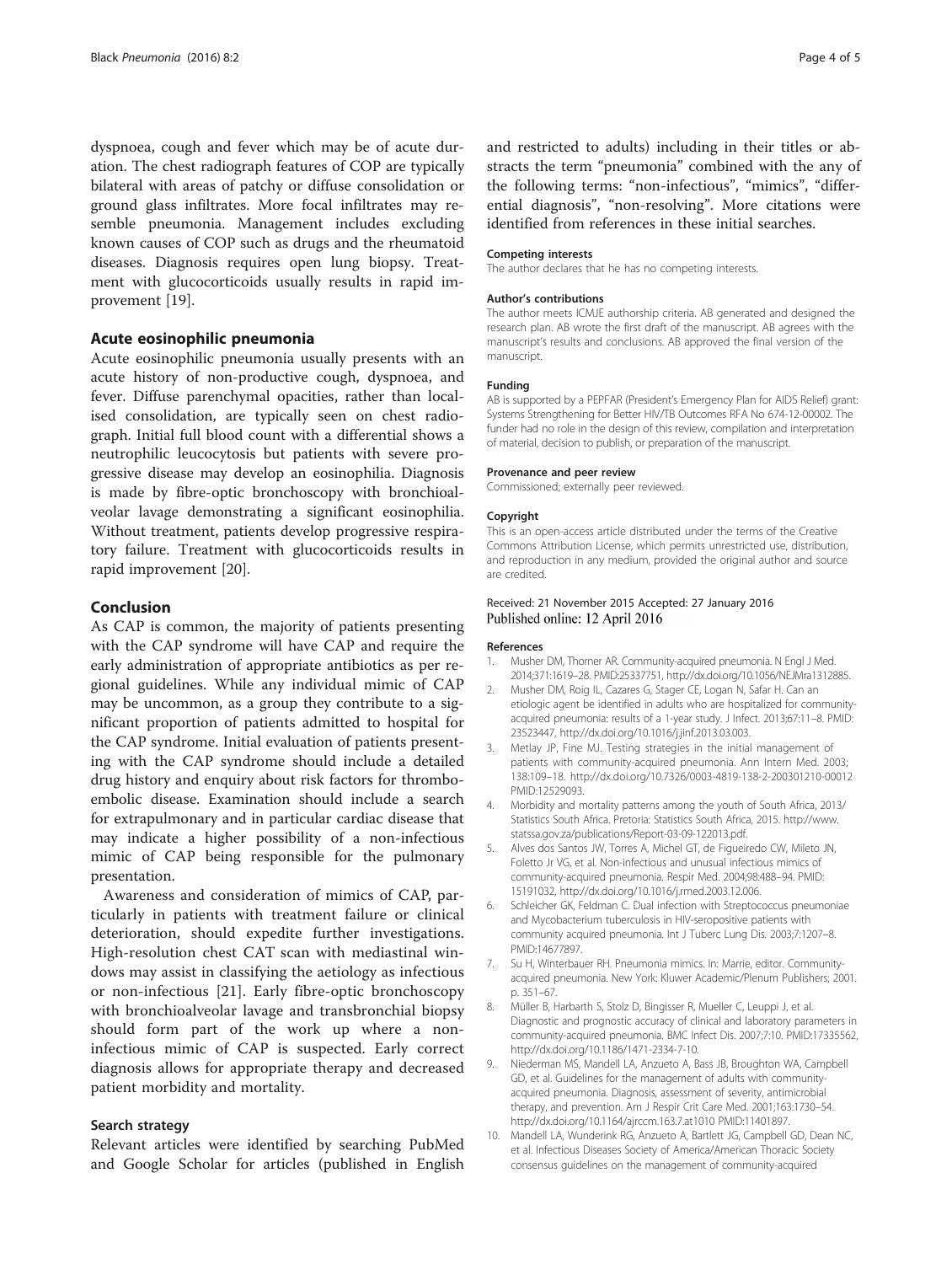dyspnoea, cough and fever which may be of acute duration. The chest radiograph features of COP are typically bilateral with areas of patchy or diffuse consolidation or ground glass infiltrates. More focal infiltrates may resemble pneumonia. Management includes excluding known causes of COP such as drugs and the rheumatoid diseases. Diagnosis requires open lung biopsy. Treatment with glucocorticoids usually results in rapid improvement [19].

### Acute eosinophilic pneumonia

Acute eosinophilic pneumonia usually presents with an acute history of non-productive cough, dyspnoea, and fever. Diffuse parenchymal opacities, rather than localised consolidation, are typically seen on chest radiograph. Initial full blood count with a differential shows a neutrophilic leucocytosis but patients with severe progressive disease may develop an eosinophilia. Diagnosis is made by fibre-optic bronchoscopy with bronchioalveolar lavage demonstrating a significant eosinophilia. Without treatment, patients develop progressive respiratory failure. Treatment with glucocorticoids results in rapid improvement [20].

## Conclusion

As CAP is common, the majority of patients presenting with the CAP syndrome will have CAP and require the early administration of appropriate antibiotics as per regional guidelines. While any individual mimic of CAP may be uncommon, as a group they contribute to a significant proportion of patients admitted to hospital for the CAP syndrome. Initial evaluation of patients presenting with the CAP syndrome should include a detailed drug history and enquiry about risk factors for thromboembolic disease. Examination should include a search for extrapulmonary and in particular cardiac disease that may indicate a higher possibility of a non-infectious mimic of CAP being responsible for the pulmonary presentation.

Awareness and consideration of mimics of CAP, particularly in patients with treatment failure or clinical deterioration, should expedite further investigations. High-resolution chest CAT scan with mediastinal windows may assist in classifying the aetiology as infectious or non-infectious [21]. Early fibre-optic bronchoscopy with bronchioalveolar lavage and transbronchial biopsy should form part of the work up where a non-infectious mimic of CAP is suspected. Early correct diagnosis allows for appropriate therapy and decreased patient morbidity and mortality.

### Search strategy

Relevant articles were identified by searching PubMed and Google Scholar for articles (published in English and restricted to adults) including in their titles or abstracts the term "pneumonia" combined with the any of the following terms: "non-infectious", "mimics", "differential diagnosis", "non-resolving". More citations were identified from references in these initial searches.

#### Competing interests

The author declares that he has no competing interests.

#### Author's contributions

The author meets ICMJE authorship criteria. AB generated and designed the research plan. AB wrote the first draft of the manuscript. AB agrees with the manuscript's results and conclusions. AB approved the final version of the manuscript.

#### Funding

AB is supported by a PEPFAR (President's Emergency Plan for AIDS Relief) grant: Systems Strengthening for Better HIV/TB Outcomes RFA No 674-12-00002. The funder had no role in the design of this review, compilation and interpretation of material, decision to publish, or preparation of the manuscript.

#### Provenance and peer review

Commissioned; externally peer reviewed.

#### Copyright

This is an open-access article distributed under the terms of the Creative Commons Attribution License, which permits unrestricted use, distribution, and reproduction in any medium, provided the original author and source are credited.

Received: 21 November 2015 Accepted: 27 January 2016
Published online: 12 April 2016

#### References

1. Musher DM, Thorner AR. Community-acquired pneumonia. N Engl J Med. 2014;371:1619–28. PMID:25337751, http://dx.doi.org/10.1056/NEJMra1312885.
2. Musher DM, Roig IL, Cazares G, Stager CE, Logan N, Safar H. Can an etiologic agent be identified in adults who are hospitalized for community-acquired pneumonia: results of a 1-year study. J Infect. 2013;67:11–8. PMID: 23523447, http://dx.doi.org/10.1016/j.jinf.2013.03.003.
3. Metlay JP, Fine MJ. Testing strategies in the initial management of patients with community-acquired pneumonia. Ann Intern Med. 2003; 138:109–18. http://dx.doi.org/10.7326/0003-4819-138-2-200301210-00012 PMID:12529093.
4. Morbidity and mortality patterns among the youth of South Africa, 2013/ Statistics South Africa. Pretoria: Statistics South Africa, 2015. http://www.statssa.gov.za/publications/Report-03-09-122013.pdf.
5. Alves dos Santos JW, Torres A, Michel GT, de Figueiredo CW, Mileto JN, Foletto Jr VG, et al. Non-infectious and unusual infectious mimics of community-acquired pneumonia. Respir Med. 2004;98:488–94. PMID: 15191032, http://dx.doi.org/10.1016/j.rmed.2003.12.006.
6. Schleicher GK, Feldman C. Dual infection with Streptococcus pneumoniae and Mycobacterium tuberculosis in HIV-seropositive patients with community acquired pneumonia. Int J Tuberc Lung Dis. 2003;7:1207–8. PMID:14677897.
7. Su H, Winterbauer RH. Pneumonia mimics. In: Marrie, editor. Community-acquired pneumonia. New York: Kluwer Academic/Plenum Publishers; 2001. p. 351–67.
8. Müller B, Harbarth S, Stolz D, Bingisser R, Mueller C, Leuppi J, et al. Diagnostic and prognostic accuracy of clinical and laboratory parameters in community-acquired pneumonia. BMC Infect Dis. 2007;7:10. PMID:17335562, http://dx.doi.org/10.1186/1471-2334-7-10.
9. Niederman MS, Mandell LA, Anzueto A, Bass JB, Broughton WA, Campbell GD, et al. Guidelines for the management of adults with community-acquired pneumonia. Diagnosis, assessment of severity, antimicrobial therapy, and prevention. Am J Respir Crit Care Med. 2001;163:1730–54. http://dx.doi.org/10.1164/ajrccm.163.7.at1010 PMID:11401897.
10. Mandell LA, Wunderink RG, Anzueto A, Bartlett JG, Campbell GD, Dean NC, et al. Infectious Diseases Society of America/American Thoracic Society consensus guidelines on the management of community-acquired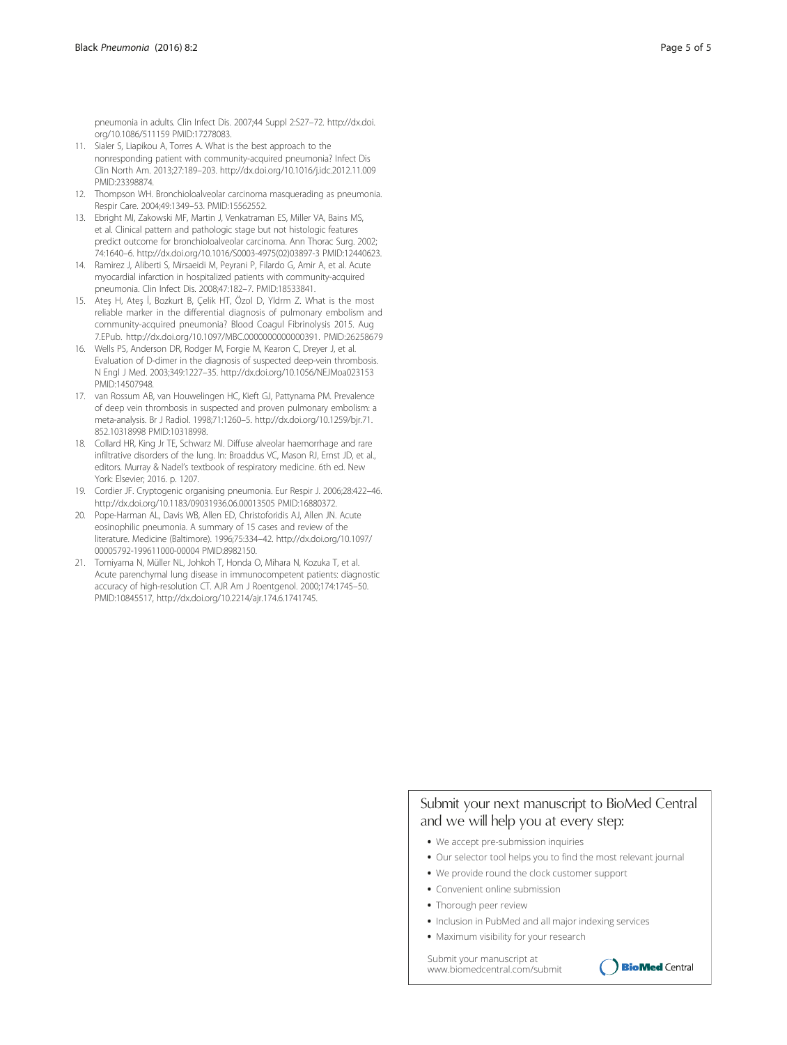pneumonia in adults. Clin Infect Dis. 2007;44 Suppl 2:S27–72. http://dx.doi.org/10.1086/511159 PMID:17278083.

11. Sialer S, Liapikou A, Torres A. What is the best approach to the nonresponding patient with community-acquired pneumonia? Infect Dis Clin North Am. 2013;27:189–203. http://dx.doi.org/10.1016/j.idc.2012.11.009 PMID:23398874.
12. Thompson WH. Bronchioloalveolar carcinoma masquerading as pneumonia. Respir Care. 2004;49:1349–53. PMID:15562552.
13. Ebright MI, Zakowski MF, Martin J, Venkatraman ES, Miller VA, Bains MS, et al. Clinical pattern and pathologic stage but not histologic features predict outcome for bronchioloalveolar carcinoma. Ann Thorac Surg. 2002; 74:1640–6. http://dx.doi.org/10.1016/S0003-4975(02)03897-3 PMID:12440623.
14. Ramirez J, Aliberti S, Mirsaeidi M, Peyrani P, Filardo G, Amir A, et al. Acute myocardial infarction in hospitalized patients with community-acquired pneumonia. Clin Infect Dis. 2008;47:182–7. PMID:18533841.
15. Ateş H, Ateş İ, Bozkurt B, Çelik HT, Özol D, Yldrm Z. What is the most reliable marker in the differential diagnosis of pulmonary embolism and community-acquired pneumonia? Blood Coagul Fibrinolysis 2015. Aug 7.EPub. http://dx.doi.org/10.1097/MBC.0000000000000391. PMID:26258679
16. Wells PS, Anderson DR, Rodger M, Forgie M, Kearon C, Dreyer J, et al. Evaluation of D-dimer in the diagnosis of suspected deep-vein thrombosis. N Engl J Med. 2003;349:1227–35. http://dx.doi.org/10.1056/NEJMoa023153 PMID:14507948.
17. van Rossum AB, van Houwelingen HC, Kieft GJ, Pattynama PM. Prevalence of deep vein thrombosis in suspected and proven pulmonary embolism: a meta-analysis. Br J Radiol. 1998;71:1260–5. http://dx.doi.org/10.1259/bjr.71.852.10318998 PMID:10318998.
18. Collard HR, King Jr TE, Schwarz MI. Diffuse alveolar haemorrhage and rare infiltrative disorders of the lung. In: Broaddus VC, Mason RJ, Ernst JD, et al., editors. Murray & Nadel's textbook of respiratory medicine. 6th ed. New York: Elsevier; 2016. p. 1207.
19. Cordier JF. Cryptogenic organising pneumonia. Eur Respir J. 2006;28:422–46. http://dx.doi.org/10.1183/09031936.06.00013505 PMID:16880372.
20. Pope-Harman AL, Davis WB, Allen ED, Christoforidis AJ, Allen JN. Acute eosinophilic pneumonia. A summary of 15 cases and review of the literature. Medicine (Baltimore). 1996;75:334–42. http://dx.doi.org/10.1097/00005792-199611000-00004 PMID:8982150.
21. Tomiyama N, Müller NL, Johkoh T, Honda O, Mihara N, Kozuka T, et al. Acute parenchymal lung disease in immunocompetent patients: diagnostic accuracy of high-resolution CT. AJR Am J Roentgenol. 2000;174:1745–50. PMID:10845517, http://dx.doi.org/10.2214/ajr.174.6.1741745.

Submit your next manuscript to BioMed Central and we will help you at every step:

- We accept pre-submission inquiries
- Our selector tool helps you to find the most relevant journal
- We provide round the clock customer support
- Convenient online submission
- Thorough peer review
- Inclusion in PubMed and all major indexing services
- Maximum visibility for your research

Submit your manuscript at www.biomedcentral.com/submit

BioMed Central